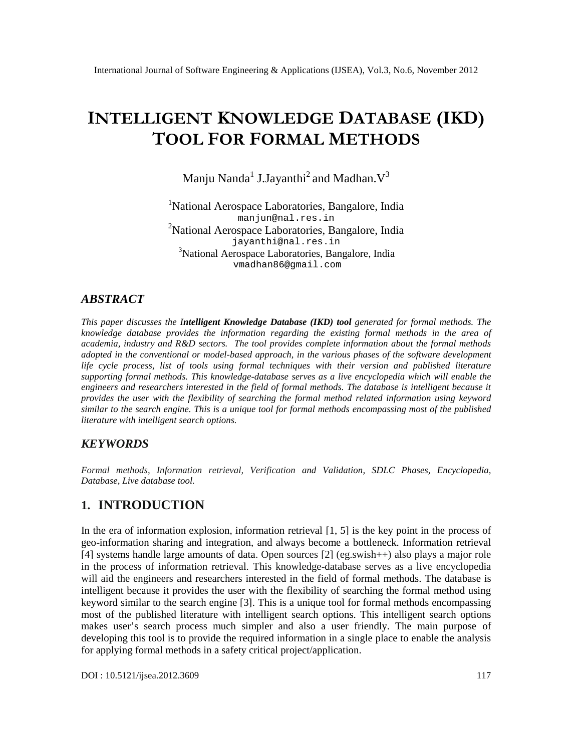# INTELLIGENT KNOWLEDGE DATABASE (IKD) TOOL FOR FORMAL METHODS

Manju Nanda[1] J.Jayanthi[2] and Madhan.V[3]

[1]National Aerospace Laboratories, Bangalore, India
manjun@nal.res.in
[2]National Aerospace Laboratories, Bangalore, India
jayanthi@nal.res.in
[3]National Aerospace Laboratories, Bangalore, India
vmadhan86@gmail.com

## ABSTRACT

*This paper discusses the* ***Intelligent Knowledge Database (IKD) tool*** *generated for formal methods. The knowledge database provides the information regarding the existing formal methods in the area of academia, industry and R&D sectors. The tool provides complete information about the formal methods adopted in the conventional or model-based approach, in the various phases of the software development life cycle process, list of tools using formal techniques with their version and published literature supporting formal methods. This knowledge-database serves as a live encyclopedia which will enable the engineers and researchers interested in the field of formal methods. The database is intelligent because it provides the user with the flexibility of searching the formal method related information using keyword similar to the search engine. This is a unique tool for formal methods encompassing most of the published literature with intelligent search options.*

## KEYWORDS

*Formal methods, Information retrieval, Verification and Validation, SDLC Phases, Encyclopedia, Database, Live database tool.*

## 1. INTRODUCTION

In the era of information explosion, information retrieval [1, 5] is the key point in the process of geo-information sharing and integration, and always become a bottleneck. Information retrieval [4] systems handle large amounts of data. Open sources [2] (eg.swish++) also plays a major role in the process of information retrieval. This knowledge-database serves as a live encyclopedia will aid the engineers and researchers interested in the field of formal methods. The database is intelligent because it provides the user with the flexibility of searching the formal method using keyword similar to the search engine [3]. This is a unique tool for formal methods encompassing most of the published literature with intelligent search options. This intelligent search options makes user's search process much simpler and also a user friendly. The main purpose of developing this tool is to provide the required information in a single place to enable the analysis for applying formal methods in a safety critical project/application.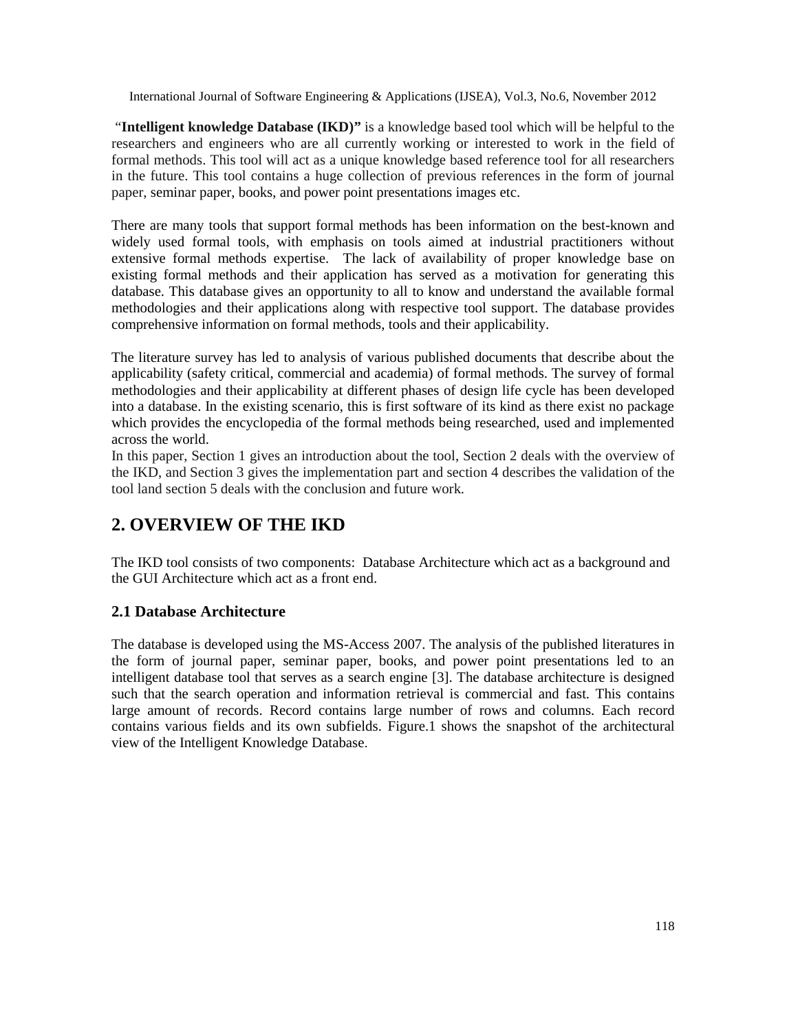"**Intelligent knowledge Database (IKD)"** is a knowledge based tool which will be helpful to the researchers and engineers who are all currently working or interested to work in the field of formal methods. This tool will act as a unique knowledge based reference tool for all researchers in the future. This tool contains a huge collection of previous references in the form of journal paper, seminar paper, books, and power point presentations images etc.

There are many tools that support formal methods has been information on the best-known and widely used formal tools, with emphasis on tools aimed at industrial practitioners without extensive formal methods expertise. The lack of availability of proper knowledge base on existing formal methods and their application has served as a motivation for generating this database. This database gives an opportunity to all to know and understand the available formal methodologies and their applications along with respective tool support. The database provides comprehensive information on formal methods, tools and their applicability.

The literature survey has led to analysis of various published documents that describe about the applicability (safety critical, commercial and academia) of formal methods. The survey of formal methodologies and their applicability at different phases of design life cycle has been developed into a database. In the existing scenario, this is first software of its kind as there exist no package which provides the encyclopedia of the formal methods being researched, used and implemented across the world.

In this paper, Section 1 gives an introduction about the tool, Section 2 deals with the overview of the IKD, and Section 3 gives the implementation part and section 4 describes the validation of the tool land section 5 deals with the conclusion and future work.

## 2. OVERVIEW OF THE IKD

The IKD tool consists of two components: Database Architecture which act as a background and the GUI Architecture which act as a front end.

### 2.1 Database Architecture

The database is developed using the MS-Access 2007. The analysis of the published literatures in the form of journal paper, seminar paper, books, and power point presentations led to an intelligent database tool that serves as a search engine [3]. The database architecture is designed such that the search operation and information retrieval is commercial and fast. This contains large amount of records. Record contains large number of rows and columns. Each record contains various fields and its own subfields. Figure.1 shows the snapshot of the architectural view of the Intelligent Knowledge Database.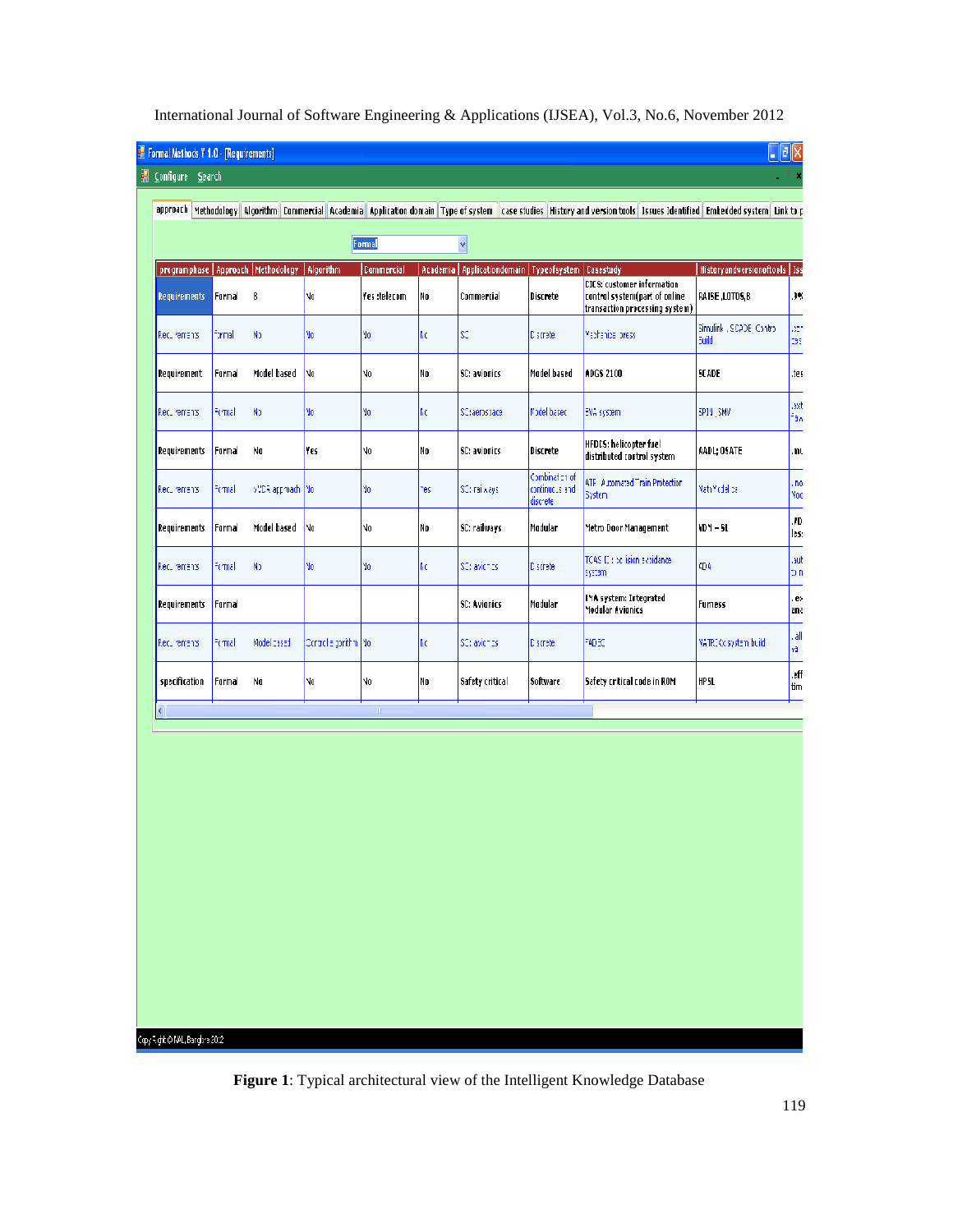| programphase | Approach | Methodology | Algorithm | Commercial | Academia | Applicationdomain | Typeofsystem | Casestudy | Historyandversionoftools | Iss |
|---|---|---|---|---|---|---|---|---|---|---|
| Requirements | Formal | B | No | Yes :telecom | No | Commercial | Discrete | CICS: customer information control system(part of online transaction processing system) | RAISE ,LOTOS,B | .JM |
| Requirements | Formal | No | No | No | No | SC | Discrete | Mechanical press | Simulink , SCADE, Control Build | .sc tes |
| Requirement | Formal | Model based | No | No | No | SC: avionics | Model based | ADGS 2100 | SCADE | .tes |
| Requirements | Formal | No | No | No | No | SC:aerospace | Model based | EVA system | SPIN, SMV | .ast Fau |
| Requirements | Formal | No | Yes | No | No | SC: avionics | Discrete | HFDCS: helicopter fuel distributed control system | AADL; OSATE | .mu |
| Requirements | Formal | VDM approach | No | No | Yes | SC: railways | Combination of continuous and discrete | ATP: Automated Train Protection System | Math Model ss | .no Mod |
| Requirements | Formal | Model based | No | No | No | SC: railways | Modular | Metro Door Management | VDM – SL | .VD les: |
| Requirements | Formal | No | No | No | No | SC: avionics | Discrete | TCAS II : collision avoidance system | AD4 | .aut on |
| Requirements | Formal | | | | | SC: Avionics | Modular | IMA system: Integrated Modular Avionics | Furness | .ex ana |
| Requirements | Formal | Model based | Control algorithm | No | No | SC: avionics | Discrete | FADEC | MATRIXx system build | .all va |
| specification | Formal | No | No | No | No | Safety critical | Software | Safety critical code in ROM | HPSL | .eff tim |

**Figure 1**: Typical architectural view of the Intelligent Knowledge Database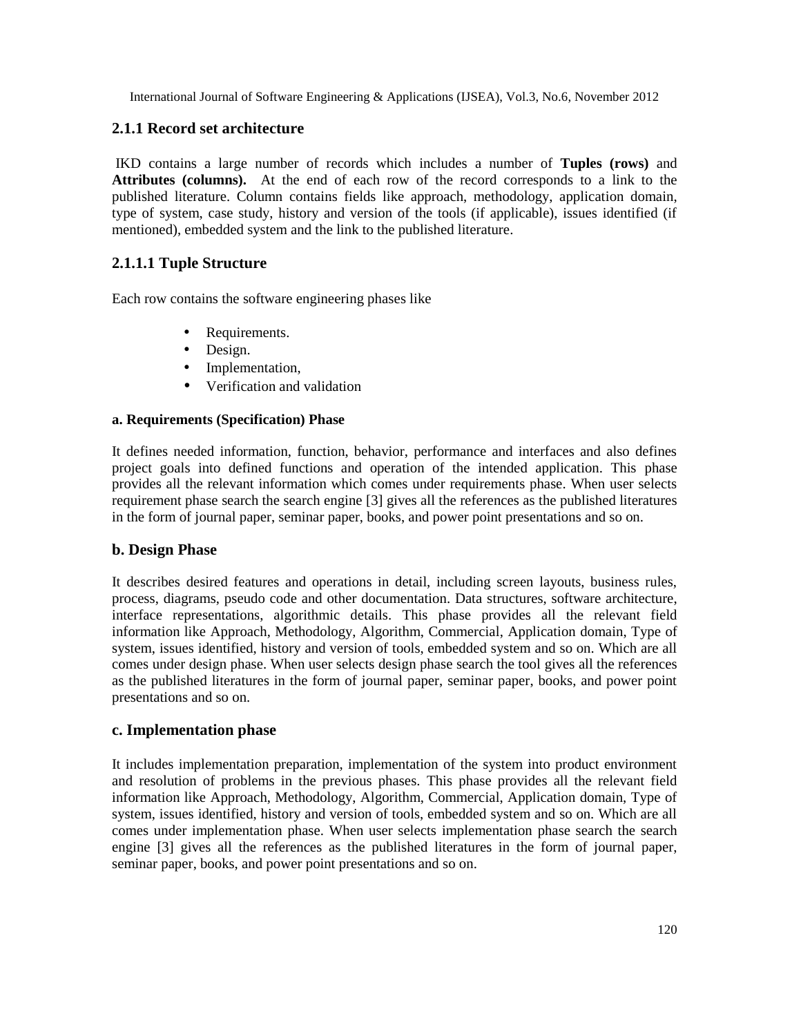### 2.1.1 Record set architecture

IKD contains a large number of records which includes a number of **Tuples (rows)** and **Attributes (columns).** At the end of each row of the record corresponds to a link to the published literature. Column contains fields like approach, methodology, application domain, type of system, case study, history and version of the tools (if applicable), issues identified (if mentioned), embedded system and the link to the published literature.

#### 2.1.1.1 Tuple Structure

Each row contains the software engineering phases like

- Requirements.
- Design.
- Implementation,
- Verification and validation

**a. Requirements (Specification) Phase**

It defines needed information, function, behavior, performance and interfaces and also defines project goals into defined functions and operation of the intended application. This phase provides all the relevant information which comes under requirements phase. When user selects requirement phase search the search engine [3] gives all the references as the published literatures in the form of journal paper, seminar paper, books, and power point presentations and so on.

**b. Design Phase**

It describes desired features and operations in detail, including screen layouts, business rules, process, diagrams, pseudo code and other documentation. Data structures, software architecture, interface representations, algorithmic details. This phase provides all the relevant field information like Approach, Methodology, Algorithm, Commercial, Application domain, Type of system, issues identified, history and version of tools, embedded system and so on. Which are all comes under design phase. When user selects design phase search the tool gives all the references as the published literatures in the form of journal paper, seminar paper, books, and power point presentations and so on.

**c. Implementation phase**

It includes implementation preparation, implementation of the system into product environment and resolution of problems in the previous phases. This phase provides all the relevant field information like Approach, Methodology, Algorithm, Commercial, Application domain, Type of system, issues identified, history and version of tools, embedded system and so on. Which are all comes under implementation phase. When user selects implementation phase search the search engine [3] gives all the references as the published literatures in the form of journal paper, seminar paper, books, and power point presentations and so on.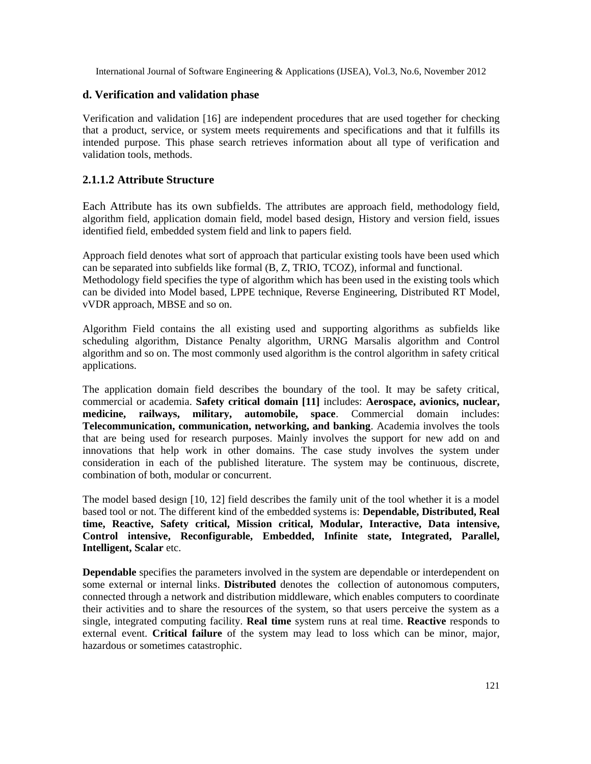### d. Verification and validation phase

Verification and validation [16] are independent procedures that are used together for checking that a product, service, or system meets requirements and specifications and that it fulfills its intended purpose. This phase search retrieves information about all type of verification and validation tools, methods.

### 2.1.1.2 Attribute Structure

Each Attribute has its own subfields. The attributes are approach field, methodology field, algorithm field, application domain field, model based design, History and version field, issues identified field, embedded system field and link to papers field.

Approach field denotes what sort of approach that particular existing tools have been used which can be separated into subfields like formal (B, Z, TRIO, TCOZ), informal and functional.
Methodology field specifies the type of algorithm which has been used in the existing tools which can be divided into Model based, LPPE technique, Reverse Engineering, Distributed RT Model, vVDR approach, MBSE and so on.

Algorithm Field contains the all existing used and supporting algorithms as subfields like scheduling algorithm, Distance Penalty algorithm, URNG Marsalis algorithm and Control algorithm and so on. The most commonly used algorithm is the control algorithm in safety critical applications.

The application domain field describes the boundary of the tool. It may be safety critical, commercial or academia. **Safety critical domain [11]** includes: **Aerospace, avionics, nuclear, medicine, railways, military, automobile, space**. Commercial domain includes: **Telecommunication, communication, networking, and banking**. Academia involves the tools that are being used for research purposes. Mainly involves the support for new add on and innovations that help work in other domains. The case study involves the system under consideration in each of the published literature. The system may be continuous, discrete, combination of both, modular or concurrent.

The model based design [10, 12] field describes the family unit of the tool whether it is a model based tool or not. The different kind of the embedded systems is: **Dependable, Distributed, Real time, Reactive, Safety critical, Mission critical, Modular, Interactive, Data intensive, Control intensive, Reconfigurable, Embedded, Infinite state, Integrated, Parallel, Intelligent, Scalar** etc.

**Dependable** specifies the parameters involved in the system are dependable or interdependent on some external or internal links. **Distributed** denotes the collection of autonomous computers, connected through a network and distribution middleware, which enables computers to coordinate their activities and to share the resources of the system, so that users perceive the system as a single, integrated computing facility. **Real time** system runs at real time. **Reactive** responds to external event. **Critical failure** of the system may lead to loss which can be minor, major, hazardous or sometimes catastrophic.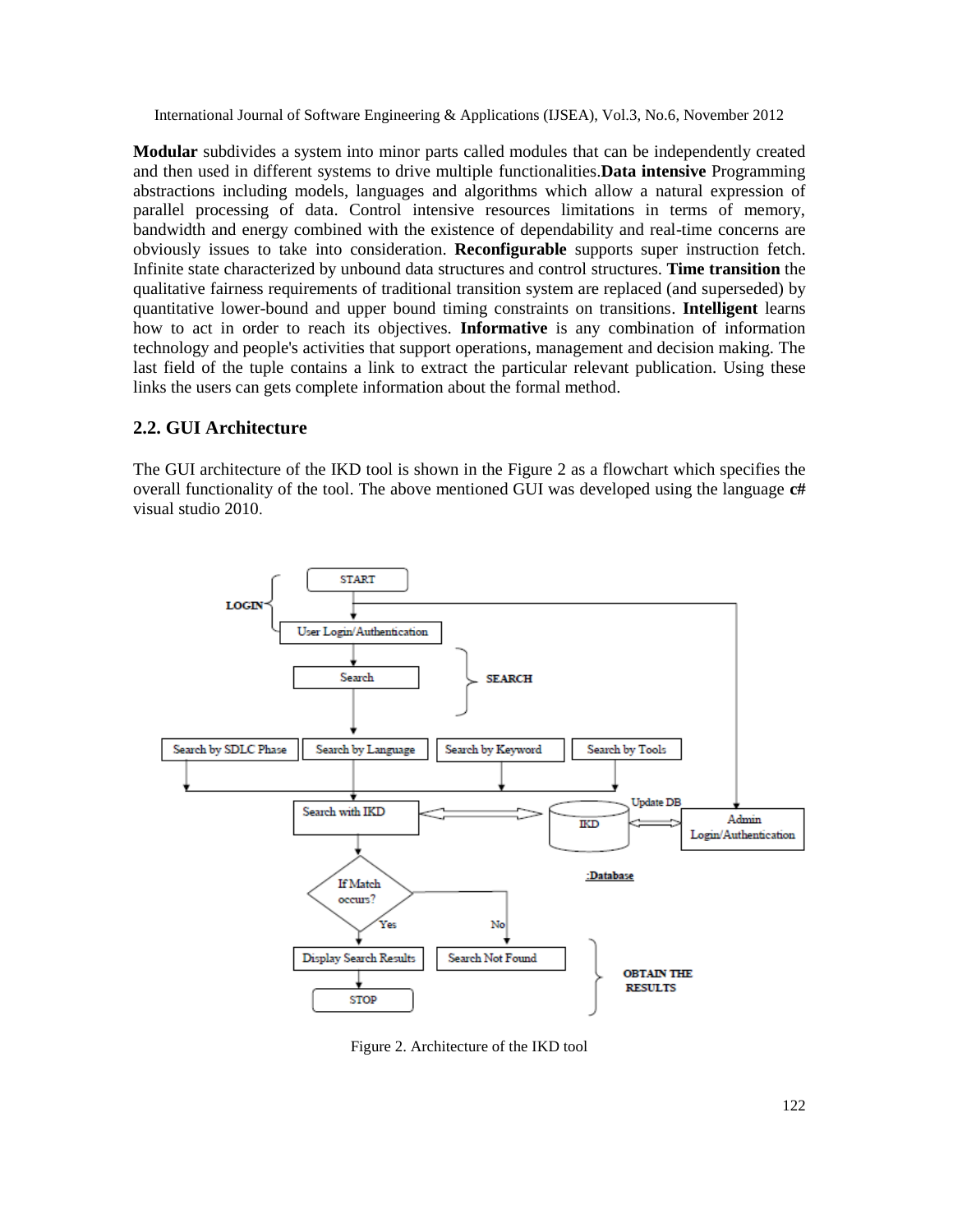**Modular** subdivides a system into minor parts called modules that can be independently created and then used in different systems to drive multiple functionalities.**Data intensive** Programming abstractions including models, languages and algorithms which allow a natural expression of parallel processing of data. Control intensive resources limitations in terms of memory, bandwidth and energy combined with the existence of dependability and real-time concerns are obviously issues to take into consideration. **Reconfigurable** supports super instruction fetch. Infinite state characterized by unbound data structures and control structures. **Time transition** the qualitative fairness requirements of traditional transition system are replaced (and superseded) by quantitative lower-bound and upper bound timing constraints on transitions. **Intelligent** learns how to act in order to reach its objectives. **Informative** is any combination of information technology and people's activities that support operations, management and decision making. The last field of the tuple contains a link to extract the particular relevant publication. Using these links the users can gets complete information about the formal method.

## 2.2. GUI Architecture

The GUI architecture of the IKD tool is shown in the Figure 2 as a flowchart which specifies the overall functionality of the tool. The above mentioned GUI was developed using the language **c#** visual studio 2010.

Figure 2. Architecture of the IKD tool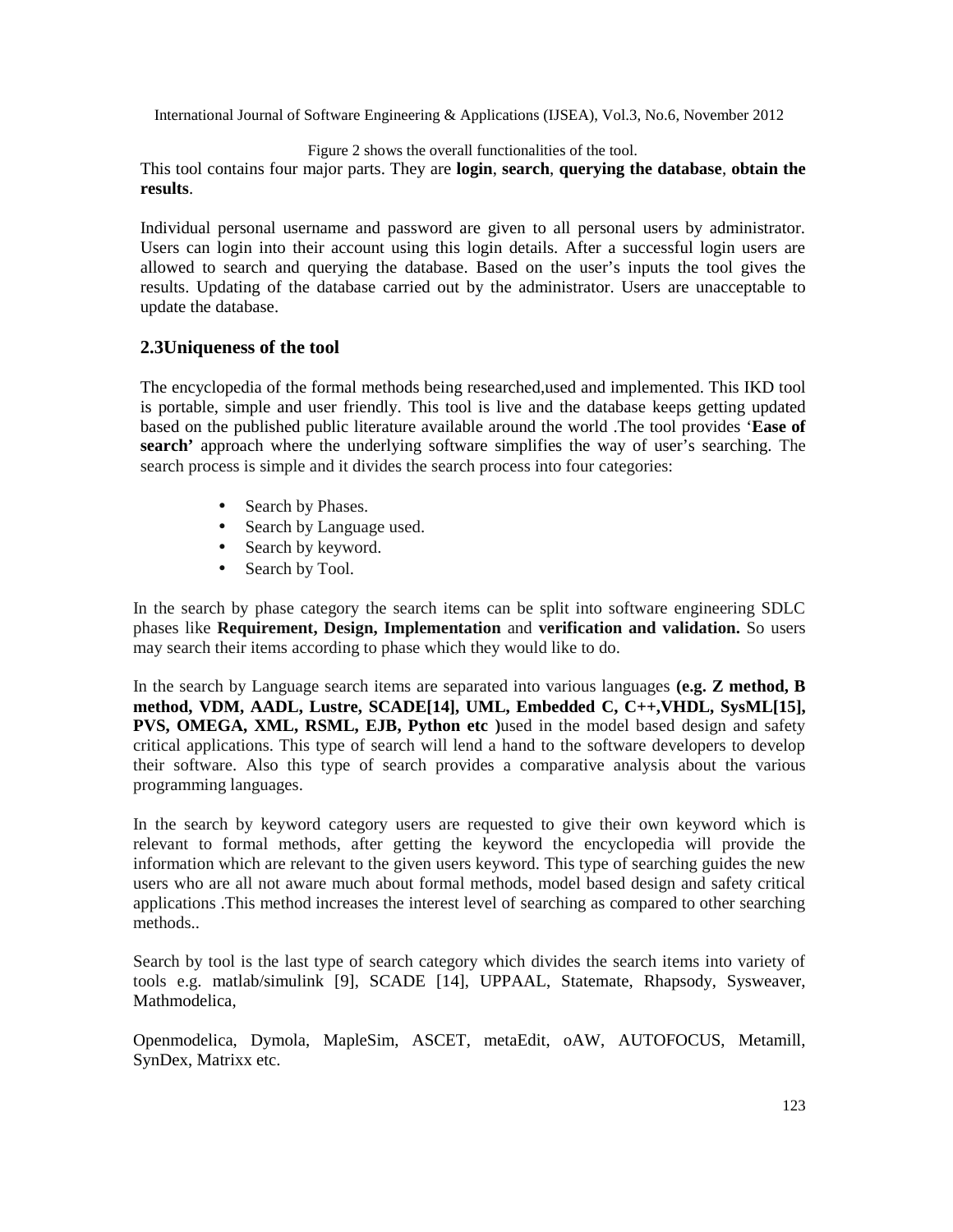Figure 2 shows the overall functionalities of the tool.

This tool contains four major parts. They are **login**, **search**, **querying the database**, **obtain the results**.

Individual personal username and password are given to all personal users by administrator. Users can login into their account using this login details. After a successful login users are allowed to search and querying the database. Based on the user's inputs the tool gives the results. Updating of the database carried out by the administrator. Users are unacceptable to update the database.

### 2.3Uniqueness of the tool

The encyclopedia of the formal methods being researched,used and implemented. This IKD tool is portable, simple and user friendly. This tool is live and the database keeps getting updated based on the published public literature available around the world .The tool provides '**Ease of search'** approach where the underlying software simplifies the way of user's searching. The search process is simple and it divides the search process into four categories:

- Search by Phases.
- Search by Language used.
- Search by keyword.
- Search by Tool.

In the search by phase category the search items can be split into software engineering SDLC phases like **Requirement, Design, Implementation** and **verification and validation.** So users may search their items according to phase which they would like to do.

In the search by Language search items are separated into various languages **(e.g. Z method, B method, VDM, AADL, Lustre, SCADE[14], UML, Embedded C, C++,VHDL, SysML[15], PVS, OMEGA, XML, RSML, EJB, Python etc )**used in the model based design and safety critical applications. This type of search will lend a hand to the software developers to develop their software. Also this type of search provides a comparative analysis about the various programming languages.

In the search by keyword category users are requested to give their own keyword which is relevant to formal methods, after getting the keyword the encyclopedia will provide the information which are relevant to the given users keyword. This type of searching guides the new users who are all not aware much about formal methods, model based design and safety critical applications .This method increases the interest level of searching as compared to other searching methods..

Search by tool is the last type of search category which divides the search items into variety of tools e.g. matlab/simulink [9], SCADE [14], UPPAAL, Statemate, Rhapsody, Sysweaver, Mathmodelica,

Openmodelica, Dymola, MapleSim, ASCET, metaEdit, oAW, AUTOFOCUS, Metamill, SynDex, Matrixx etc.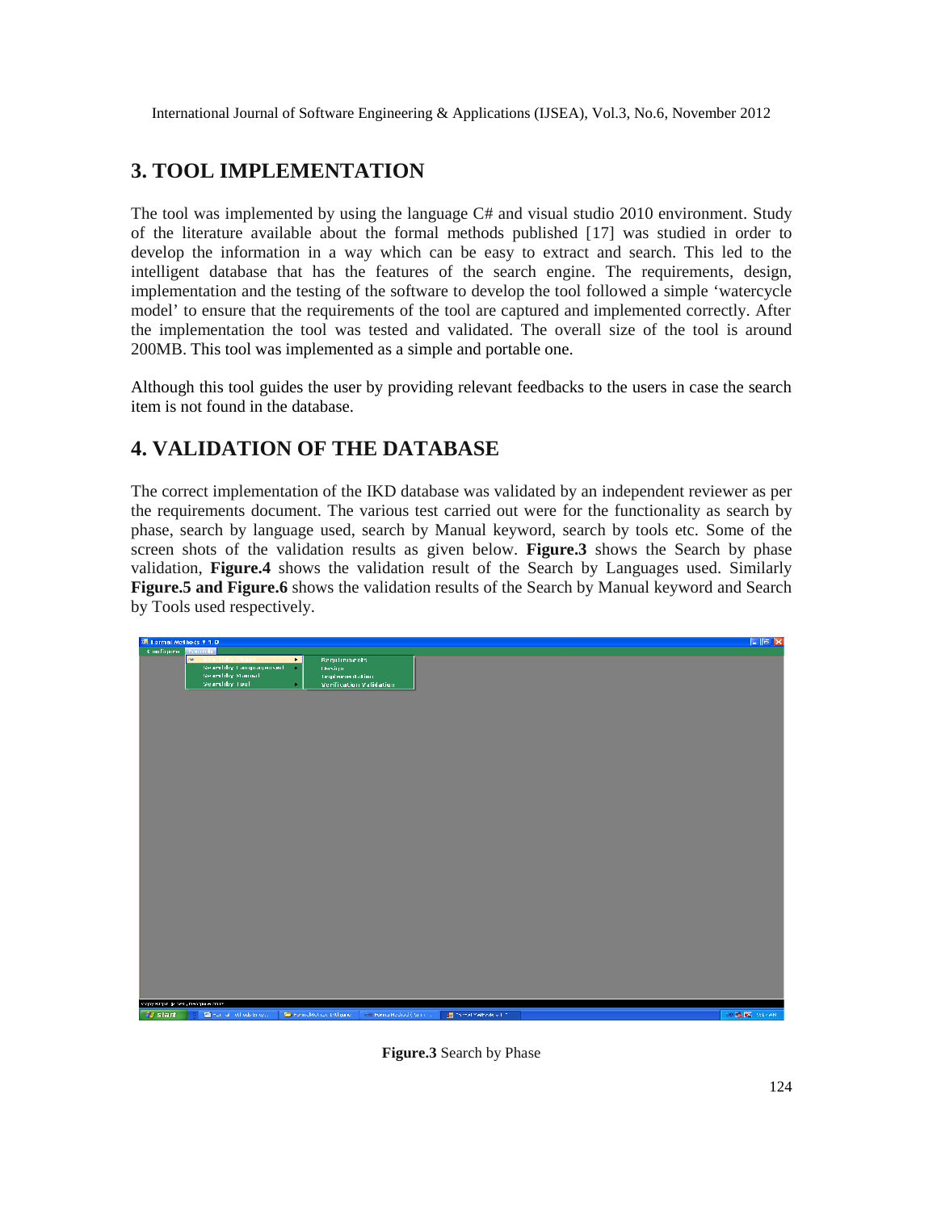# 3. TOOL IMPLEMENTATION

The tool was implemented by using the language C# and visual studio 2010 environment. Study of the literature available about the formal methods published [17] was studied in order to develop the information in a way which can be easy to extract and search. This led to the intelligent database that has the features of the search engine. The requirements, design, implementation and the testing of the software to develop the tool followed a simple 'watercycle model' to ensure that the requirements of the tool are captured and implemented correctly. After the implementation the tool was tested and validated. The overall size of the tool is around 200MB. This tool was implemented as a simple and portable one.

Although this tool guides the user by providing relevant feedbacks to the users in case the search item is not found in the database.

# 4. VALIDATION OF THE DATABASE

The correct implementation of the IKD database was validated by an independent reviewer as per the requirements document. The various test carried out were for the functionality as search by phase, search by language used, search by Manual keyword, search by tools etc. Some of the screen shots of the validation results as given below. **Figure.3** shows the Search by phase validation, **Figure.4** shows the validation result of the Search by Languages used. Similarly **Figure.5 and Figure.6** shows the validation results of the Search by Manual keyword and Search by Tools used respectively.

**Figure.3** Search by Phase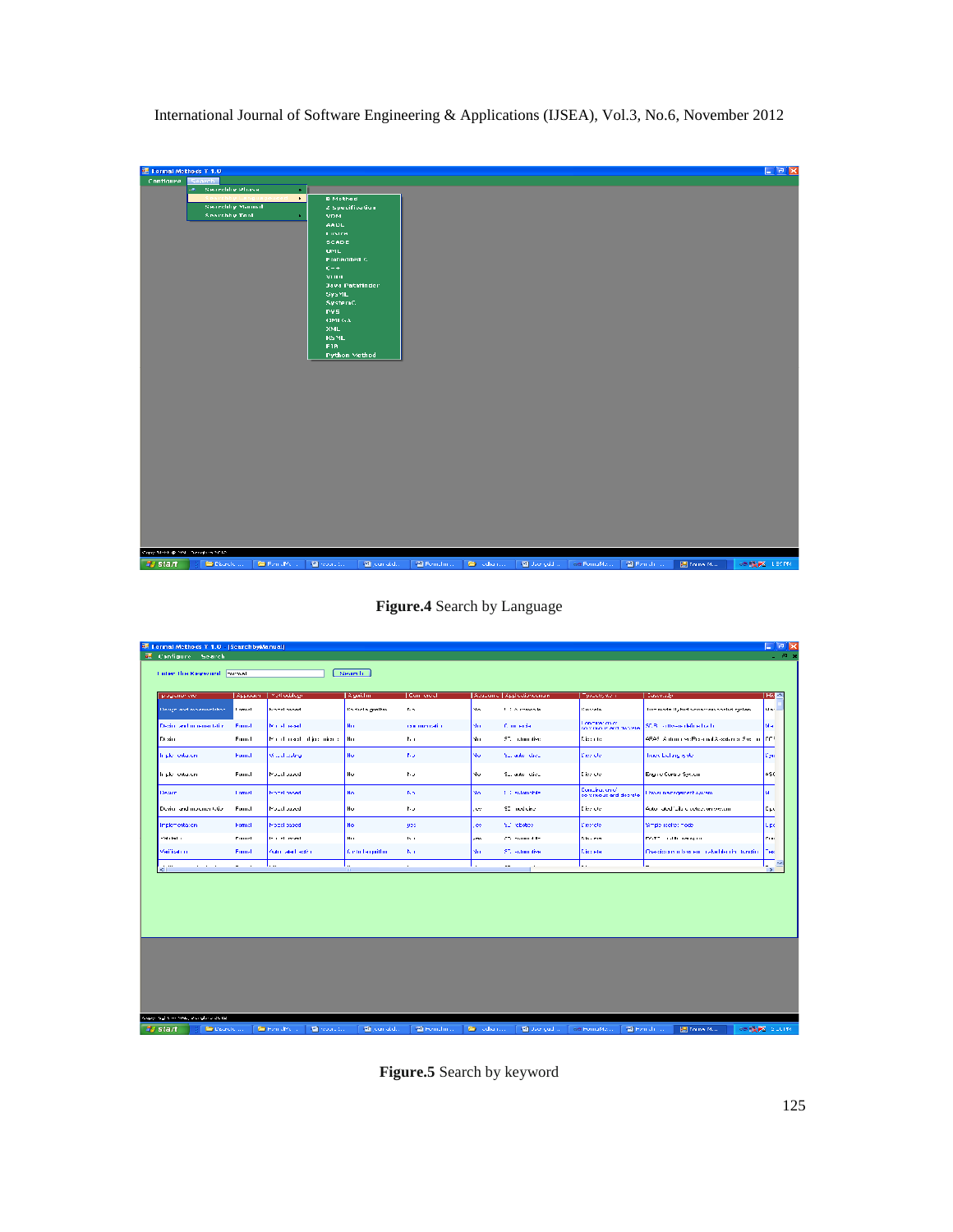**Figure.4** Search by Language

**Figure.5** Search by keyword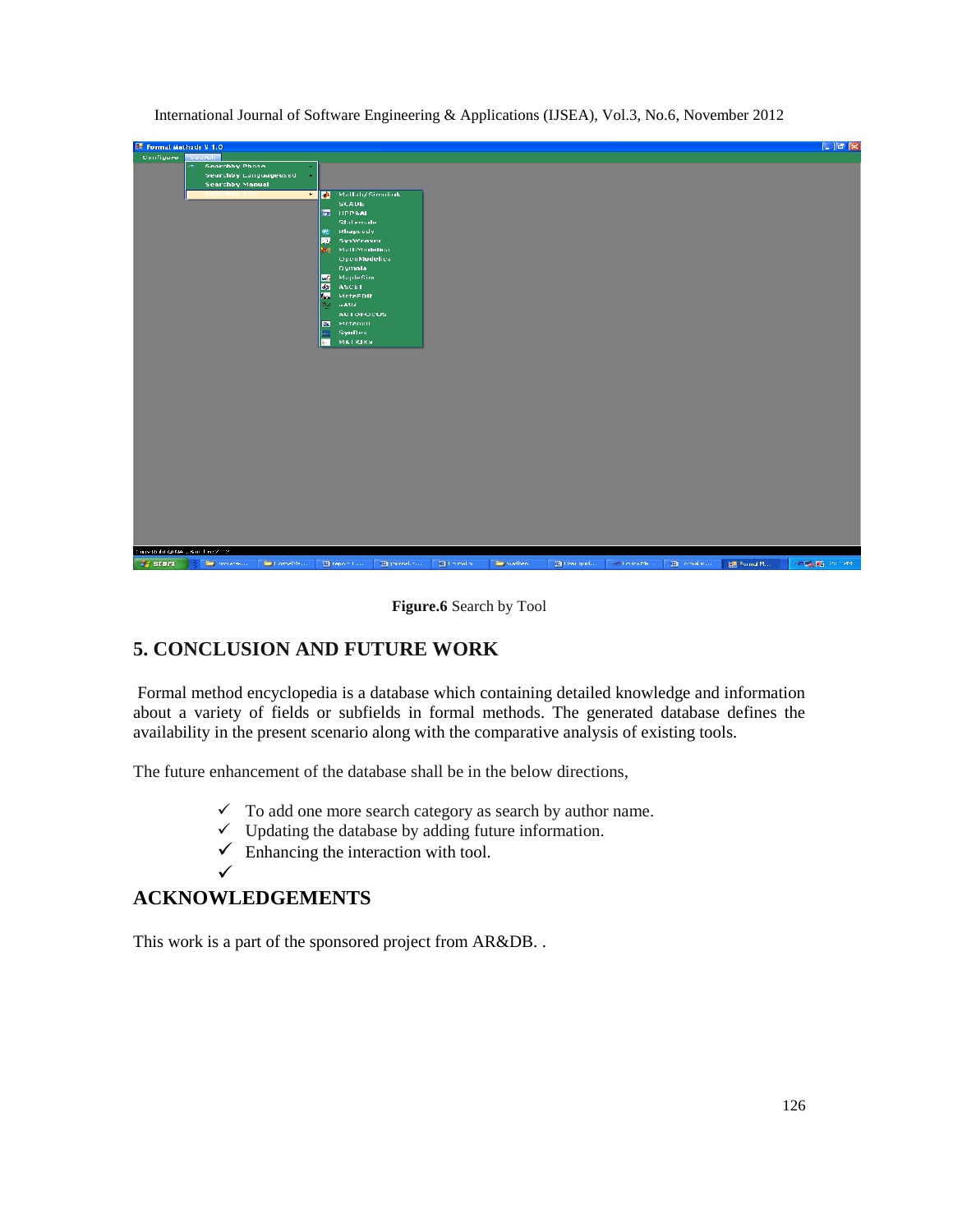**Figure.6** Search by Tool

## 5. CONCLUSION AND FUTURE WORK

Formal method encyclopedia is a database which containing detailed knowledge and information about a variety of fields or subfields in formal methods. The generated database defines the availability in the present scenario along with the comparative analysis of existing tools.

The future enhancement of the database shall be in the below directions,

- ✓ To add one more search category as search by author name.
- ✓ Updating the database by adding future information.
- ✓ Enhancing the interaction with tool.
- ✓

## ACKNOWLEDGEMENTS

This work is a part of the sponsored project from AR&DB. .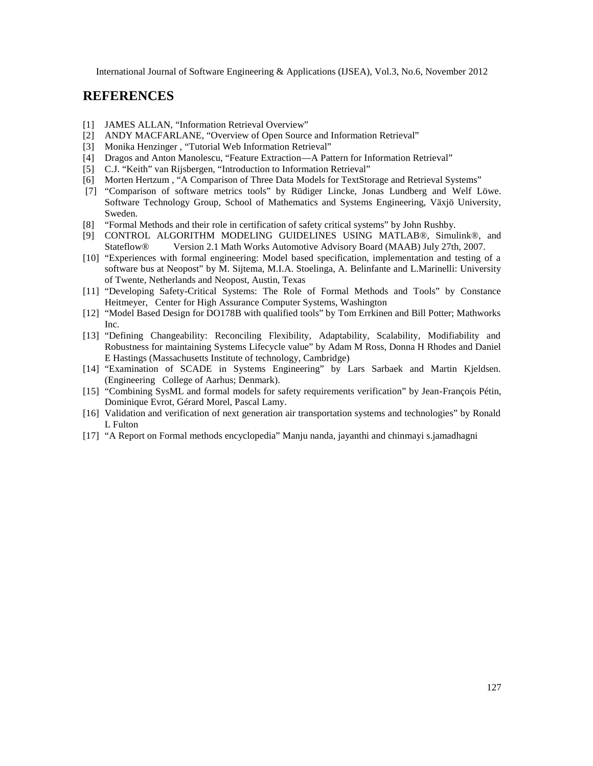## REFERENCES

[1] JAMES ALLAN, "Information Retrieval Overview"
[2] ANDY MACFARLANE, "Overview of Open Source and Information Retrieval"
[3] Monika Henzinger , "Tutorial Web Information Retrieval"
[4] Dragos and Anton Manolescu, "Feature Extraction—A Pattern for Information Retrieval"
[5] C.J. "Keith" van Rijsbergen, "Introduction to Information Retrieval"
[6] Morten Hertzum , "A Comparison of Three Data Models for TextStorage and Retrieval Systems"
[7] "Comparison of software metrics tools" by Rüdiger Lincke, Jonas Lundberg and Welf Löwe. Software Technology Group, School of Mathematics and Systems Engineering, Växjö University, Sweden.
[8] "Formal Methods and their role in certification of safety critical systems" by John Rushby.
[9] CONTROL ALGORITHM MODELING GUIDELINES USING MATLAB®, Simulink®, and Stateflow® Version 2.1 Math Works Automotive Advisory Board (MAAB) July 27th, 2007.
[10] "Experiences with formal engineering: Model based specification, implementation and testing of a software bus at Neopost" by M. Sijtema, M.I.A. Stoelinga, A. Belinfante and L.Marinelli: University of Twente, Netherlands and Neopost, Austin, Texas
[11] "Developing Safety-Critical Systems: The Role of Formal Methods and Tools" by Constance Heitmeyer, Center for High Assurance Computer Systems, Washington
[12] "Model Based Design for DO178B with qualified tools" by Tom Errkinen and Bill Potter; Mathworks Inc.
[13] "Defining Changeability: Reconciling Flexibility, Adaptability, Scalability, Modifiability and Robustness for maintaining Systems Lifecycle value" by Adam M Ross, Donna H Rhodes and Daniel E Hastings (Massachusetts Institute of technology, Cambridge)
[14] "Examination of SCADE in Systems Engineering" by Lars Sarbaek and Martin Kjeldsen. (Engineering College of Aarhus; Denmark).
[15] "Combining SysML and formal models for safety requirements verification" by Jean-François Pétin, Dominique Evrot, Gérard Morel, Pascal Lamy.
[16] Validation and verification of next generation air transportation systems and technologies" by Ronald L Fulton
[17] "A Report on Formal methods encyclopedia" Manju nanda, jayanthi and chinmayi s.jamadhagni